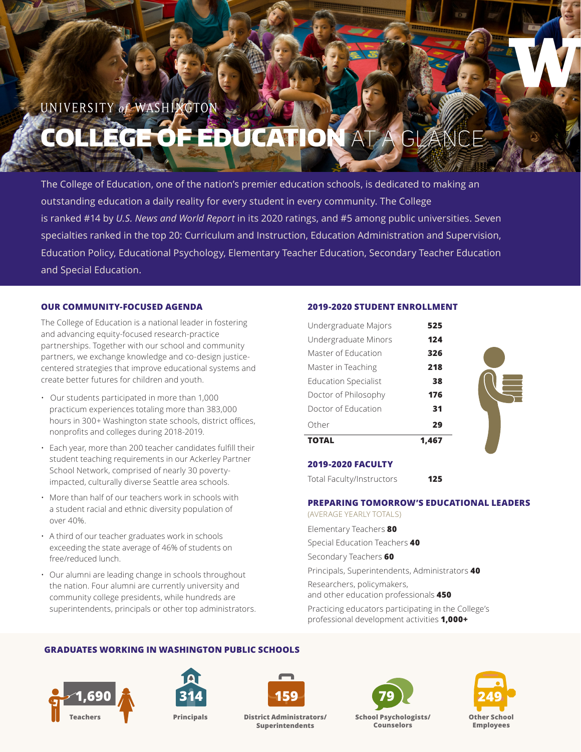UNIVERSITY of WASHINGTON

# COLLEGE OF EDUCATION AT A GLANCE

The College of Education, one of the nation's premier education schools, is dedicated to making an outstanding education a daily reality for every student in every community. The College is ranked #14 by *U.S. News and World Report* in its 2020 ratings, and #5 among public universities. Seven specialties ranked in the top 20: Curriculum and Instruction, Education Administration and Supervision, Education Policy, Educational Psychology, Elementary Teacher Education, Secondary Teacher Education and Special Education.

## OUR COMMUNITY-FOCUSED AGENDA

The College of Education is a national leader in fostering and advancing equity-focused research-practice partnerships. Together with our school and community partners, we exchange knowledge and co-design justice-centered strategies that improve educational systems and create better futures for children and youth.

- Our students participated in more than 1,000 practicum experiences totaling more than 383,000 hours in 300+ Washington state schools, district offices, nonprofits and colleges during 2018-2019.
- Each year, more than 200 teacher candidates fulfill their student teaching requirements in our Ackerley Partner School Network, comprised of nearly 30 poverty-impacted, culturally diverse Seattle area schools.
- More than half of our teachers work in schools with a student racial and ethnic diversity population of over 40%.
- A third of our teacher graduates work in schools exceeding the state average of 46% of students on free/reduced lunch.
- Our alumni are leading change in schools throughout the nation. Four alumni are currently university and community college presidents, while hundreds are superintendents, principals or other top administrators.

## 2019-2020 STUDENT ENROLLMENT

| | |
|---|---|
| Undergraduate Majors | **525** |
| Undergraduate Minors | **124** |
| Master of Education | **326** |
| Master in Teaching | **218** |
| Education Specialist | **38** |
| Doctor of Philosophy | **176** |
| Doctor of Education | **31** |
| Other | **29** |
| **TOTAL** | **1,467** |

## 2019-2020 FACULTY

Total Faculty/Instructors **125**

## PREPARING TOMORROW'S EDUCATIONAL LEADERS

(AVERAGE YEARLY TOTALS)

Elementary Teachers **80**

Special Education Teachers **40**

Secondary Teachers **60**

Principals, Superintendents, Administrators **40**

Researchers, policymakers, and other education professionals **450**

Practicing educators participating in the College's professional development activities **1,000+**

## GRADUATES WORKING IN WASHINGTON PUBLIC SCHOOLS

- **1,690** Teachers
- **314** Principals
- **159** District Administrators/Superintendents
- **79** School Psychologists/Counselors
- **249** Other School Employees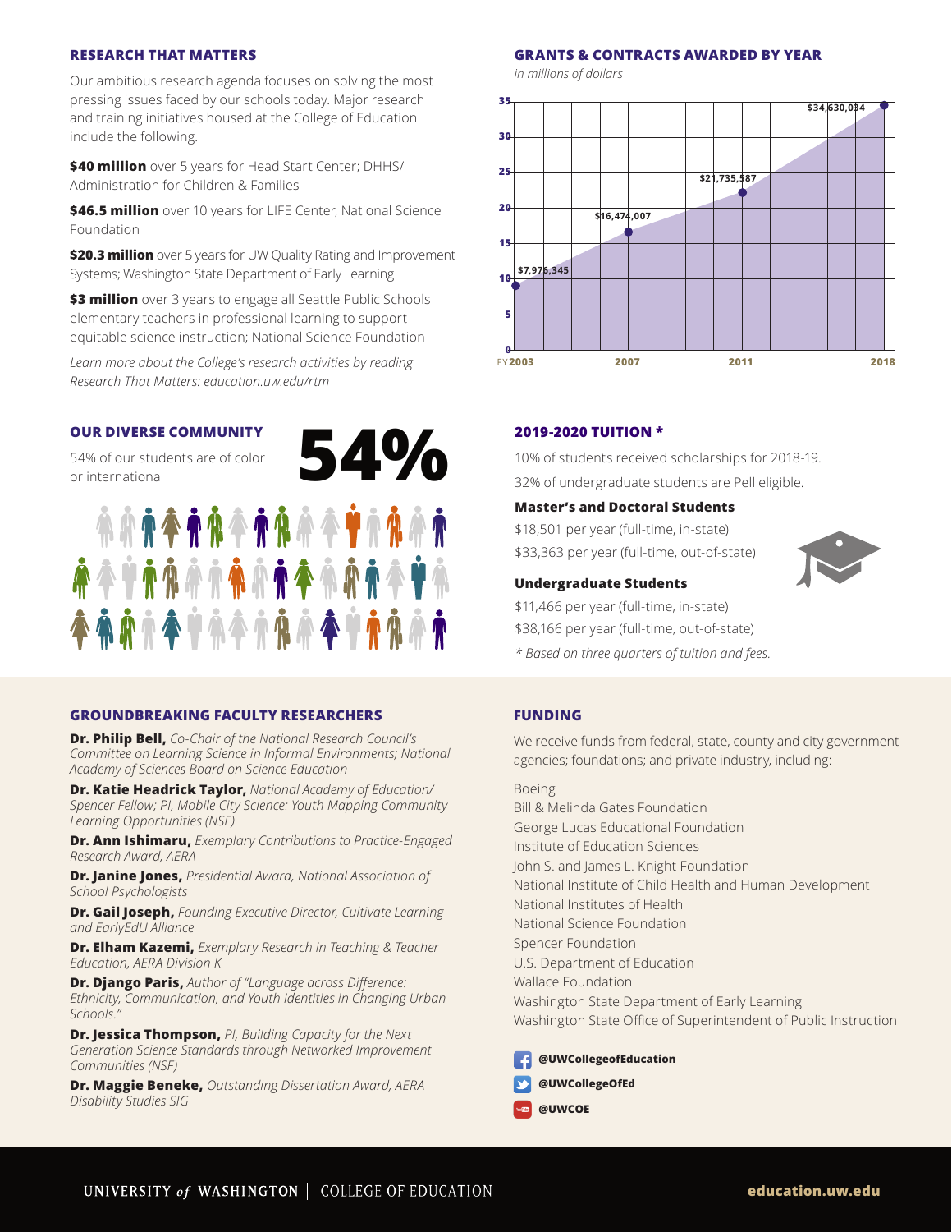## RESEARCH THAT MATTERS

Our ambitious research agenda focuses on solving the most pressing issues faced by our schools today. Major research and training initiatives housed at the College of Education include the following.

**$40 million** over 5 years for Head Start Center; DHHS/ Administration for Children & Families

**$46.5 million** over 10 years for LIFE Center, National Science Foundation

**$20.3 million** over 5 years for UW Quality Rating and Improvement Systems; Washington State Department of Early Learning

**$3 million** over 3 years to engage all Seattle Public Schools elementary teachers in professional learning to support equitable science instruction; National Science Foundation

*Learn more about the College's research activities by reading Research That Matters: education.uw.edu/rtm*

## GRANTS & CONTRACTS AWARDED BY YEAR

*in millions of dollars*

35
30
25
20
15
10
5
0

$7,976,345
$16,474,007
$21,735,587
$34,630,034

FY 2003
2007
2011
2018

## OUR DIVERSE COMMUNITY

54% of our students are of color or international

**54%**

## 2019-2020 TUITION *

10% of students received scholarships for 2018-19.

32% of undergraduate students are Pell eligible.

### Master's and Doctoral Students

$18,501 per year (full-time, in-state)

$33,363 per year (full-time, out-of-state)

### Undergraduate Students

$11,466 per year (full-time, in-state)

$38,166 per year (full-time, out-of-state)

*\* Based on three quarters of tuition and fees.*

## GROUNDBREAKING FACULTY RESEARCHERS

**Dr. Philip Bell,** *Co-Chair of the National Research Council's Committee on Learning Science in Informal Environments; National Academy of Sciences Board on Science Education*

**Dr. Katie Headrick Taylor,** *National Academy of Education/ Spencer Fellow; PI, Mobile City Science: Youth Mapping Community Learning Opportunities (NSF)*

**Dr. Ann Ishimaru,** *Exemplary Contributions to Practice-Engaged Research Award, AERA*

**Dr. Janine Jones,** *Presidential Award, National Association of School Psychologists*

**Dr. Gail Joseph,** *Founding Executive Director, Cultivate Learning and EarlyEdU Alliance*

**Dr. Elham Kazemi,** *Exemplary Research in Teaching & Teacher Education, AERA Division K*

**Dr. Django Paris,** *Author of "Language across Difference: Ethnicity, Communication, and Youth Identities in Changing Urban Schools."*

**Dr. Jessica Thompson,** *PI, Building Capacity for the Next Generation Science Standards through Networked Improvement Communities (NSF)*

**Dr. Maggie Beneke,** *Outstanding Dissertation Award, AERA Disability Studies SIG*

## FUNDING

We receive funds from federal, state, county and city government agencies; foundations; and private industry, including:

Boeing
Bill & Melinda Gates Foundation
George Lucas Educational Foundation
Institute of Education Sciences
John S. and James L. Knight Foundation
National Institute of Child Health and Human Development
National Institutes of Health
National Science Foundation
Spencer Foundation
U.S. Department of Education
Wallace Foundation
Washington State Department of Early Learning
Washington State Office of Superintendent of Public Instruction

**@UWCollegeofEducation**
**@UWCollegeOfEd**
**@UWCOE**

UNIVERSITY *of* WASHINGTON | COLLEGE OF EDUCATION

**education.uw.edu**